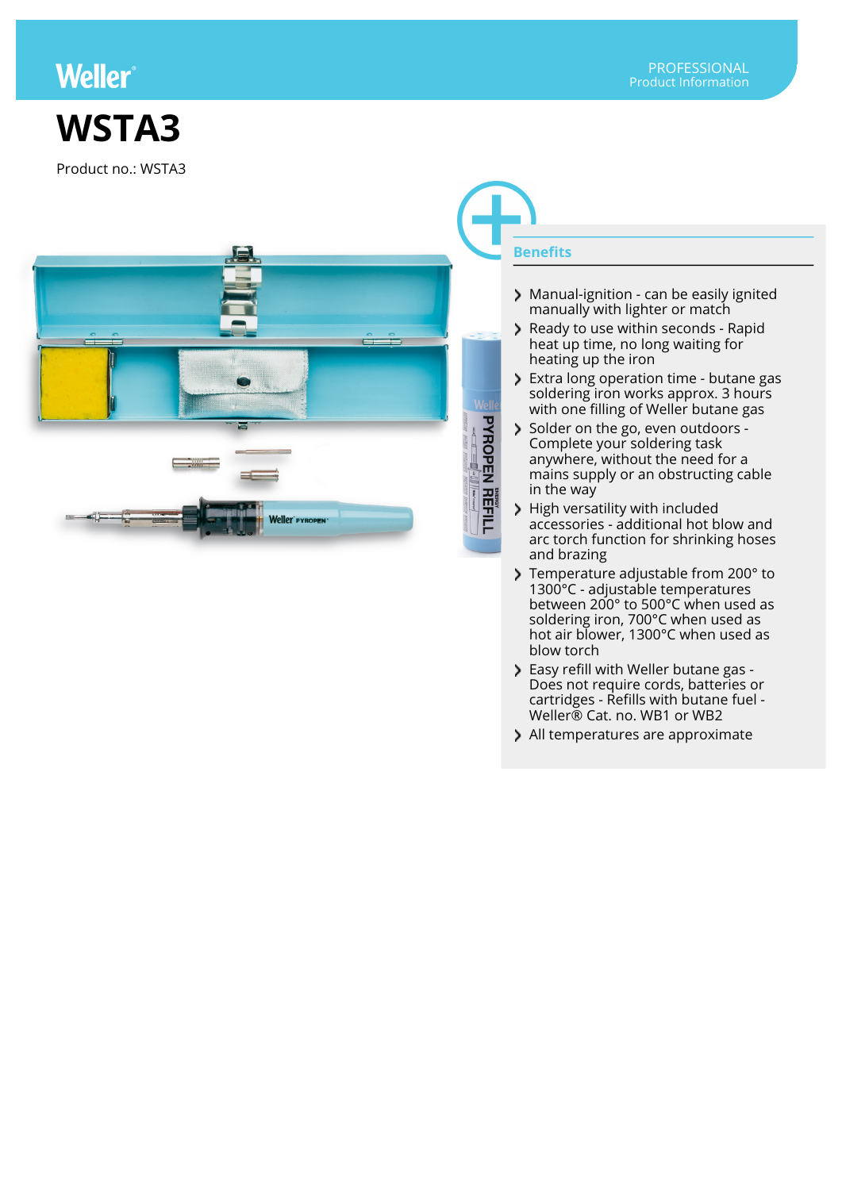# WSTA3

Product no.: WSTA3

## Benefits

- Manual-ignition - can be easily ignited manually with lighter or match
- Ready to use within seconds - Rapid heat up time, no long waiting for heating up the iron
- Extra long operation time - butane gas soldering iron works approx. 3 hours with one filling of Weller butane gas
- Solder on the go, even outdoors - Complete your soldering task anywhere, without the need for a mains supply or an obstructing cable in the way
- High versatility with included accessories - additional hot blow and arc torch function for shrinking hoses and brazing
- Temperature adjustable from 200° to 1300°C - adjustable temperatures between 200° to 500°C when used as soldering iron, 700°C when used as hot air blower, 1300°C when used as blow torch
- Easy refill with Weller butane gas - Does not require cords, batteries or cartridges - Refills with butane fuel - Weller® Cat. no. WB1 or WB2
- All temperatures are approximate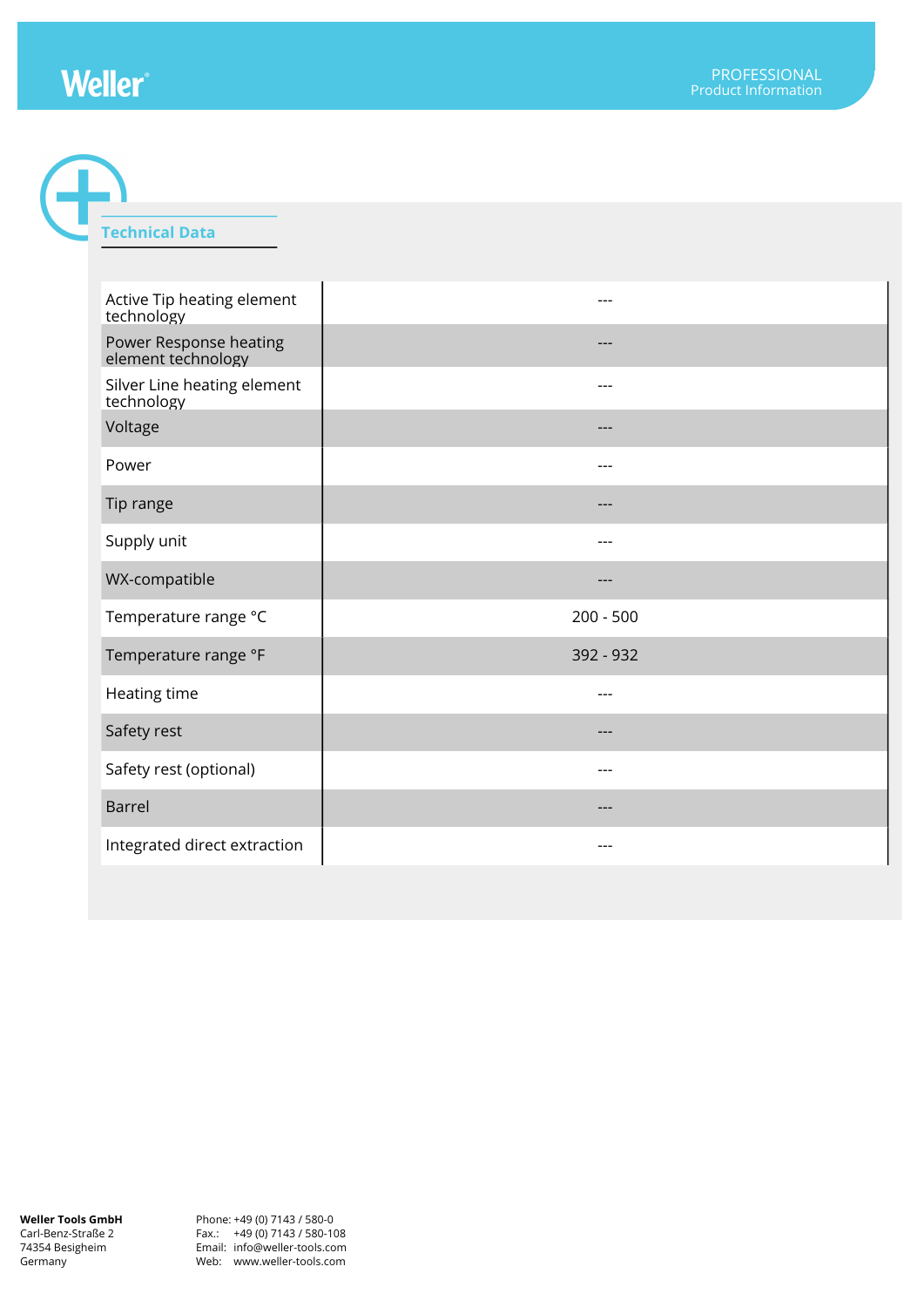## Technical Data

| | |
|---|---|
| Active Tip heating element technology | --- |
| Power Response heating element technology | --- |
| Silver Line heating element technology | --- |
| Voltage | --- |
| Power | --- |
| Tip range | --- |
| Supply unit | --- |
| WX-compatible | --- |
| Temperature range °C | 200 - 500 |
| Temperature range °F | 392 - 932 |
| Heating time | --- |
| Safety rest | --- |
| Safety rest (optional) | --- |
| Barrel | --- |
| Integrated direct extraction | --- |

**Weller Tools GmbH**
Carl-Benz-Straße 2
74354 Besigheim
Germany

Phone: +49 (0) 7143 / 580-0
Fax.: +49 (0) 7143 / 580-108
Email: info@weller-tools.com
Web: www.weller-tools.com